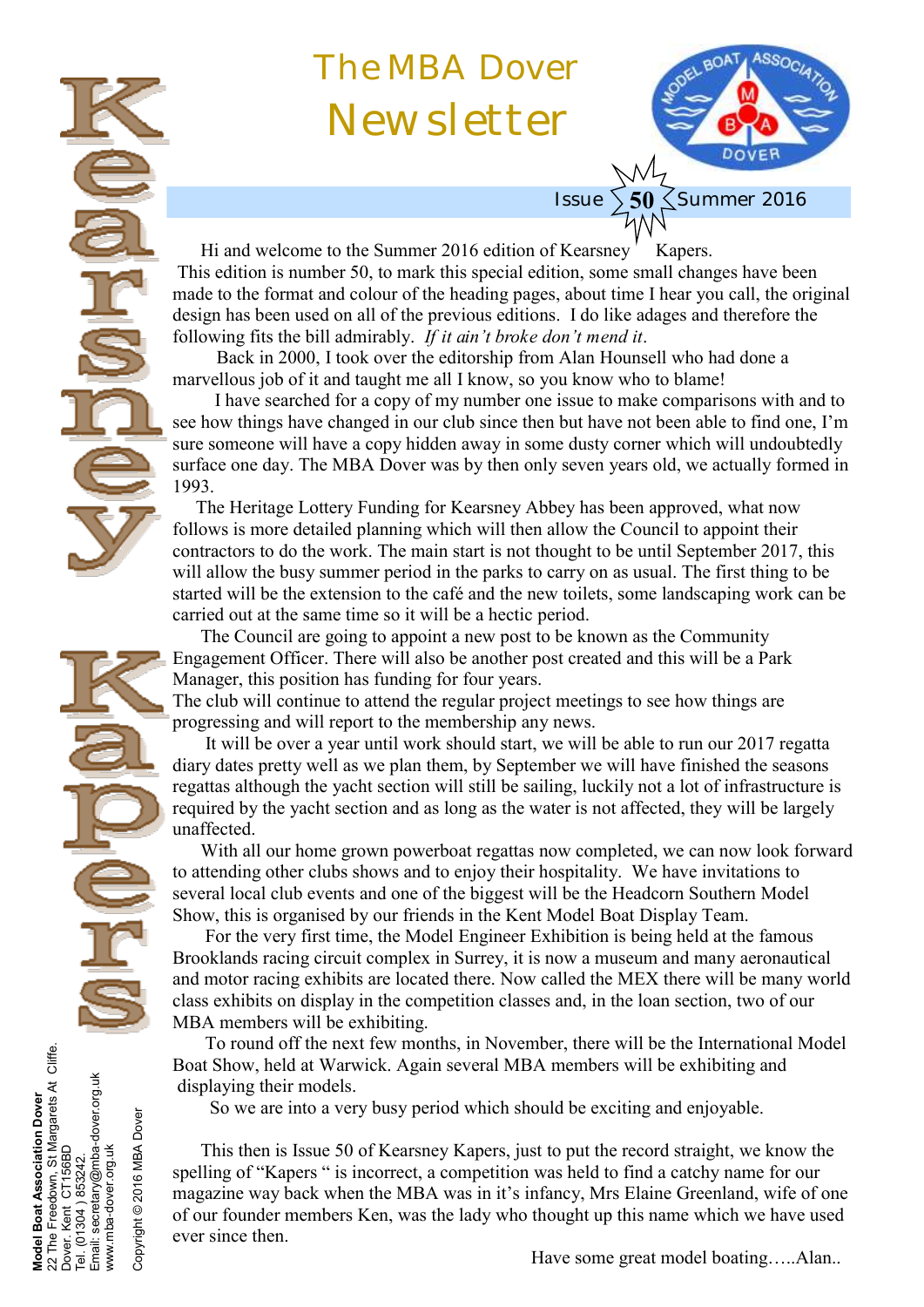# The MBA Dover Newsletter

Issue 50 Summer 2016

# Kearsney Kapers

Hi and welcome to the Summer 2016 edition of Kearsney Kapers. This edition is number 50, to mark this special edition, some small changes have been made to the format and colour of the heading pages, about time I hear you call, the original design has been used on all of the previous editions. I do like adages and therefore the following fits the bill admirably. *If it ain't broke don't mend it*.

Back in 2000, I took over the editorship from Alan Hounsell who had done a marvellous job of it and taught me all I know, so you know who to blame!

I have searched for a copy of my number one issue to make comparisons with and to see how things have changed in our club since then but have not been able to find one, I'm sure someone will have a copy hidden away in some dusty corner which will undoubtedly surface one day. The MBA Dover was by then only seven years old, we actually formed in 1993.

The Heritage Lottery Funding for Kearsney Abbey has been approved, what now follows is more detailed planning which will then allow the Council to appoint their contractors to do the work. The main start is not thought to be until September 2017, this will allow the busy summer period in the parks to carry on as usual. The first thing to be started will be the extension to the café and the new toilets, some landscaping work can be carried out at the same time so it will be a hectic period.

The Council are going to appoint a new post to be known as the Community Engagement Officer. There will also be another post created and this will be a Park Manager, this position has funding for four years.

The club will continue to attend the regular project meetings to see how things are progressing and will report to the membership any news.

It will be over a year until work should start, we will be able to run our 2017 regatta diary dates pretty well as we plan them, by September we will have finished the seasons regattas although the yacht section will still be sailing, luckily not a lot of infrastructure is required by the yacht section and as long as the water is not affected, they will be largely unaffected.

With all our home grown powerboat regattas now completed, we can now look forward to attending other clubs shows and to enjoy their hospitality. We have invitations to several local club events and one of the biggest will be the Headcorn Southern Model Show, this is organised by our friends in the Kent Model Boat Display Team.

For the very first time, the Model Engineer Exhibition is being held at the famous Brooklands racing circuit complex in Surrey, it is now a museum and many aeronautical and motor racing exhibits are located there. Now called the MEX there will be many world class exhibits on display in the competition classes and, in the loan section, two of our MBA members will be exhibiting.

To round off the next few months, in November, there will be the International Model Boat Show, held at Warwick. Again several MBA members will be exhibiting and displaying their models.

So we are into a very busy period which should be exciting and enjoyable.

This then is Issue 50 of Kearsney Kapers, just to put the record straight, we know the spelling of "Kapers " is incorrect, a competition was held to find a catchy name for our magazine way back when the MBA was in it's infancy, Mrs Elaine Greenland, wife of one of our founder members Ken, was the lady who thought up this name which we have used ever since then.

Have some great model boating…..Alan..

**Model Boat Association Dover**
22 The Freedown, St Margarets At Cliffe.
Dover. Kent CT156BD
Tel. (01304 ) 853242.
Email: secretary@mba-dover.org.uk
www.mba-dover.org.uk

Copyright © 2016 MBA Dover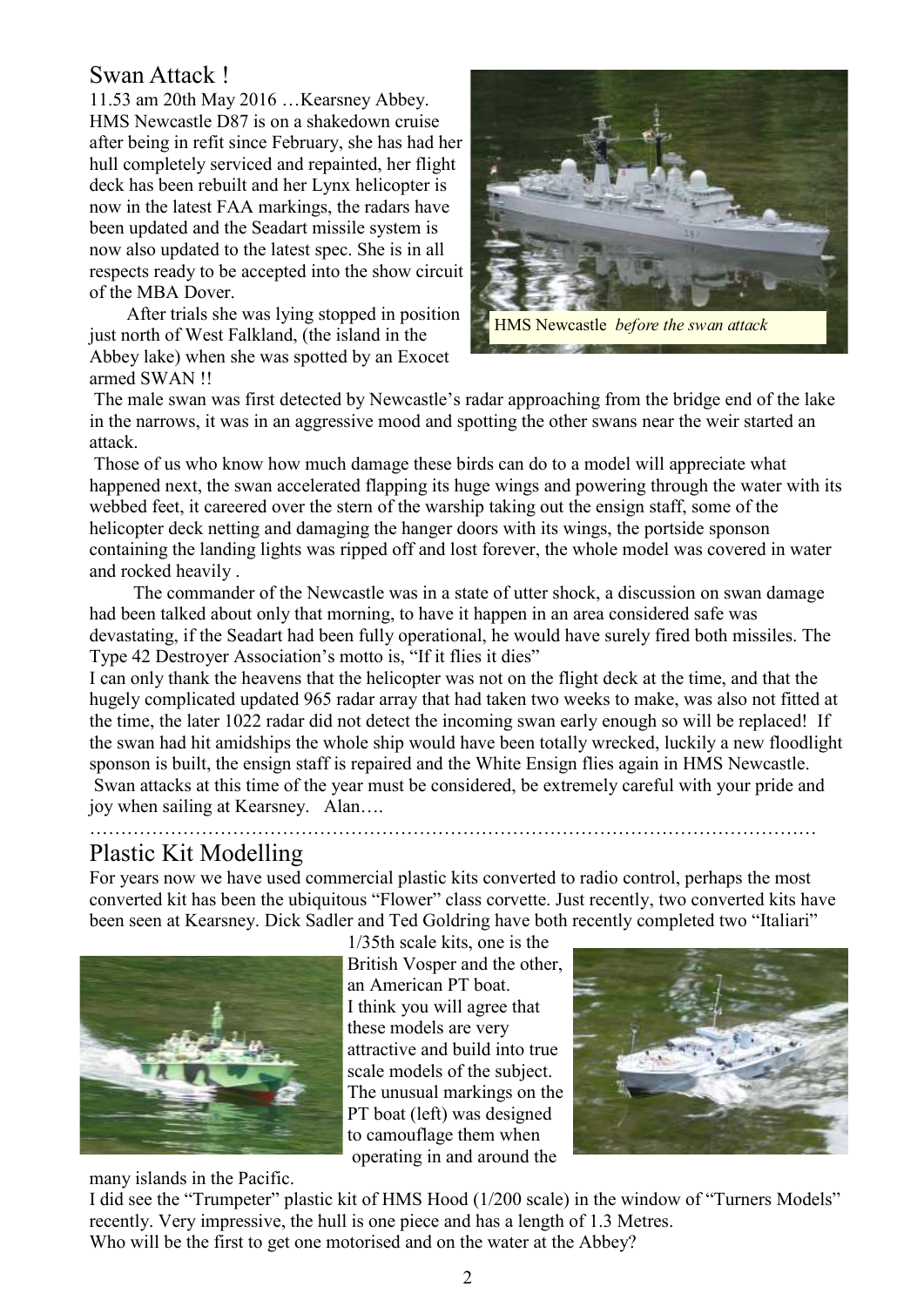## Swan Attack !

11.53 am 20th May 2016 …Kearsney Abbey.
HMS Newcastle D87 is on a shakedown cruise after being in refit since February, she has had her hull completely serviced and repainted, her flight deck has been rebuilt and her Lynx helicopter is now in the latest FAA markings, the radars have been updated and the Seadart missile system is now also updated to the latest spec. She is in all respects ready to be accepted into the show circuit of the MBA Dover.

After trials she was lying stopped in position just north of West Falkland, (the island in the Abbey lake) when she was spotted by an Exocet armed SWAN !!

HMS Newcastle *before the swan attack*

The male swan was first detected by Newcastle's radar approaching from the bridge end of the lake in the narrows, it was in an aggressive mood and spotting the other swans near the weir started an attack.

Those of us who know how much damage these birds can do to a model will appreciate what happened next, the swan accelerated flapping its huge wings and powering through the water with its webbed feet, it careered over the stern of the warship taking out the ensign staff, some of the helicopter deck netting and damaging the hanger doors with its wings, the portside sponson containing the landing lights was ripped off and lost forever, the whole model was covered in water and rocked heavily .

The commander of the Newcastle was in a state of utter shock, a discussion on swan damage had been talked about only that morning, to have it happen in an area considered safe was devastating, if the Seadart had been fully operational, he would have surely fired both missiles. The Type 42 Destroyer Association's motto is, "If it flies it dies"

I can only thank the heavens that the helicopter was not on the flight deck at the time, and that the hugely complicated updated 965 radar array that had taken two weeks to make, was also not fitted at the time, the later 1022 radar did not detect the incoming swan early enough so will be replaced! If the swan had hit amidships the whole ship would have been totally wrecked, luckily a new floodlight sponson is built, the ensign staff is repaired and the White Ensign flies again in HMS Newcastle.

Swan attacks at this time of the year must be considered, be extremely careful with your pride and joy when sailing at Kearsney. Alan….

…………………………………………………………………………………………………………

## Plastic Kit Modelling

For years now we have used commercial plastic kits converted to radio control, perhaps the most converted kit has been the ubiquitous "Flower" class corvette. Just recently, two converted kits have been seen at Kearsney. Dick Sadler and Ted Goldring have both recently completed two "Italiari" 1/35th scale kits, one is the British Vosper and the other, an American PT boat.

I think you will agree that these models are very attractive and build into true scale models of the subject. The unusual markings on the PT boat (left) was designed to camouflage them when operating in and around the many islands in the Pacific.

I did see the "Trumpeter" plastic kit of HMS Hood (1/200 scale) in the window of "Turners Models" recently. Very impressive, the hull is one piece and has a length of 1.3 Metres.

Who will be the first to get one motorised and on the water at the Abbey?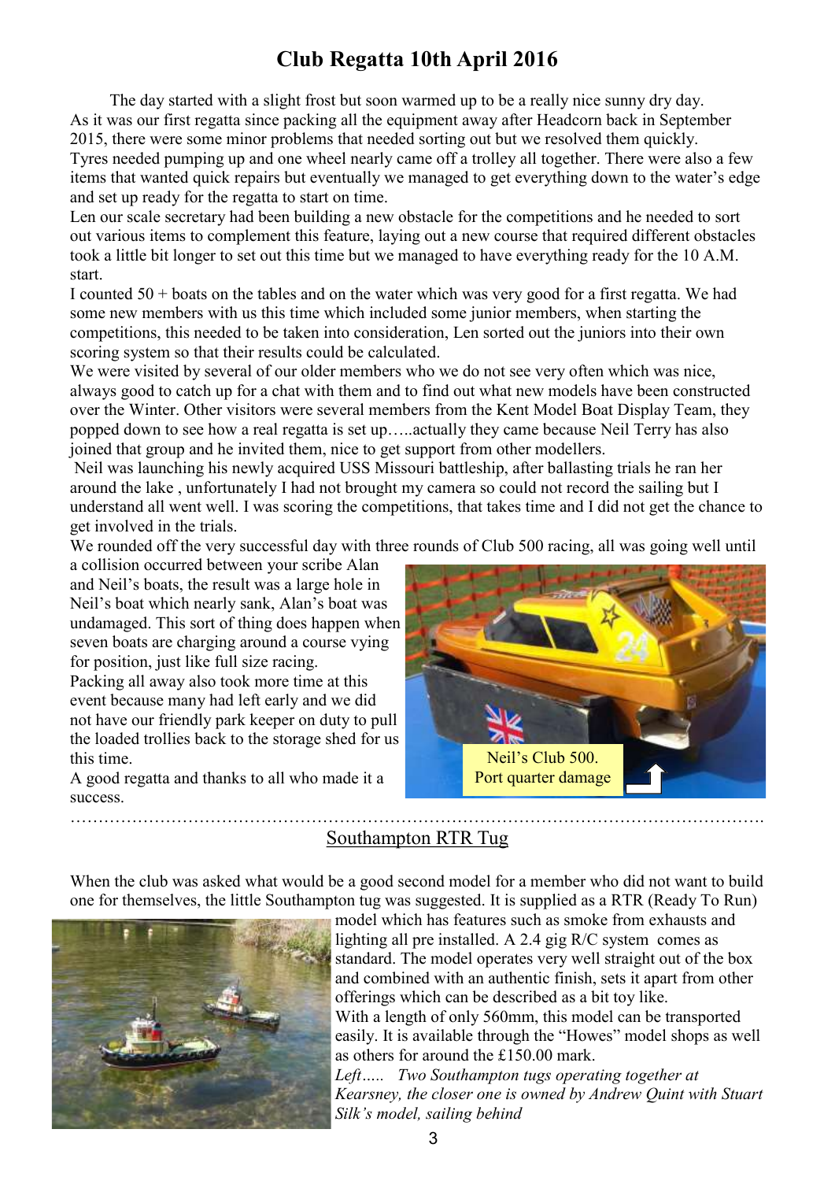# Club Regatta 10th April 2016

The day started with a slight frost but soon warmed up to be a really nice sunny dry day. As it was our first regatta since packing all the equipment away after Headcorn back in September 2015, there were some minor problems that needed sorting out but we resolved them quickly. Tyres needed pumping up and one wheel nearly came off a trolley all together. There were also a few items that wanted quick repairs but eventually we managed to get everything down to the water's edge and set up ready for the regatta to start on time.

Len our scale secretary had been building a new obstacle for the competitions and he needed to sort out various items to complement this feature, laying out a new course that required different obstacles took a little bit longer to set out this time but we managed to have everything ready for the 10 A.M. start.

I counted 50 + boats on the tables and on the water which was very good for a first regatta. We had some new members with us this time which included some junior members, when starting the competitions, this needed to be taken into consideration, Len sorted out the juniors into their own scoring system so that their results could be calculated.

We were visited by several of our older members who we do not see very often which was nice, always good to catch up for a chat with them and to find out what new models have been constructed over the Winter. Other visitors were several members from the Kent Model Boat Display Team, they popped down to see how a real regatta is set up…..actually they came because Neil Terry has also joined that group and he invited them, nice to get support from other modellers.

Neil was launching his newly acquired USS Missouri battleship, after ballasting trials he ran her around the lake , unfortunately I had not brought my camera so could not record the sailing but I understand all went well. I was scoring the competitions, that takes time and I did not get the chance to get involved in the trials.

We rounded off the very successful day with three rounds of Club 500 racing, all was going well until a collision occurred between your scribe Alan and Neil's boats, the result was a large hole in Neil's boat which nearly sank, Alan's boat was undamaged. This sort of thing does happen when seven boats are charging around a course vying for position, just like full size racing.

Packing all away also took more time at this event because many had left early and we did not have our friendly park keeper on duty to pull the loaded trolleys back to the storage shed for us this time.

A good regatta and thanks to all who made it a success.

Neil's Club 500. Port quarter damage

---

## Southampton RTR Tug

When the club was asked what would be a good second model for a member who did not want to build one for themselves, the little Southampton tug was suggested. It is supplied as a RTR (Ready To Run) model which has features such as smoke from exhausts and lighting all pre installed. A 2.4 gig R/C system comes as standard. The model operates very well straight out of the box and combined with an authentic finish, sets it apart from other offerings which can be described as a bit toy like.

With a length of only 560mm, this model can be transported easily. It is available through the "Howes" model shops as well as others for around the £150.00 mark.

*Left….. Two Southampton tugs operating together at Kearsney, the closer one is owned by Andrew Quint with Stuart Silk's model, sailing behind*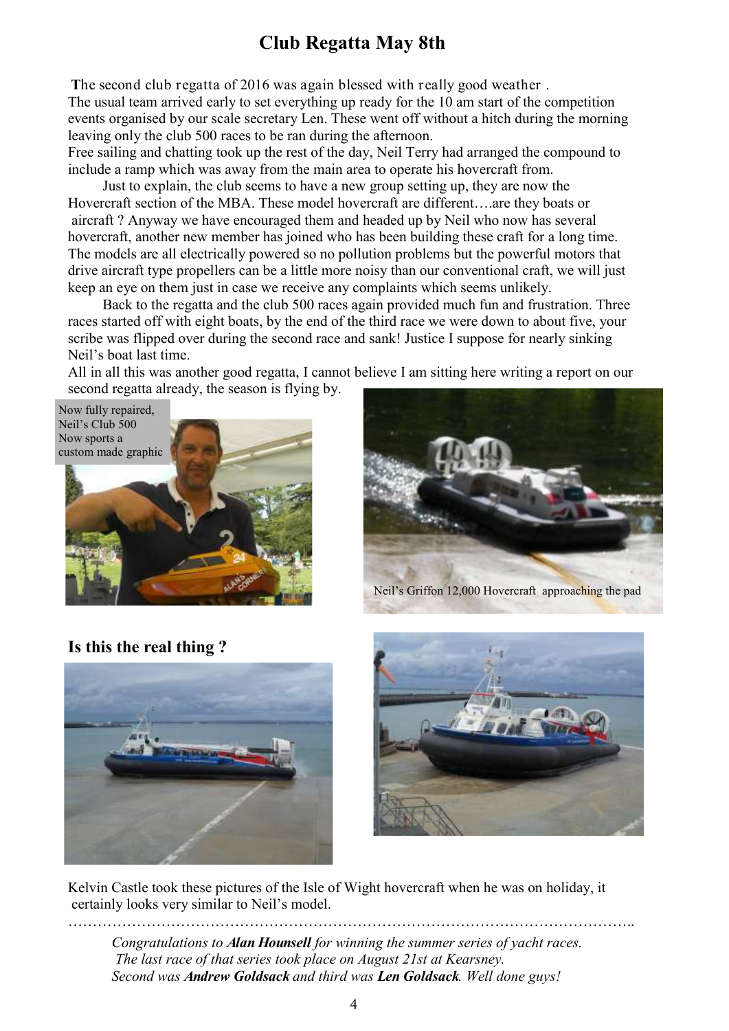# Club Regatta May 8th

The second club regatta of 2016 was again blessed with really good weather .
The usual team arrived early to set everything up ready for the 10 am start of the competition events organised by our scale secretary Len. These went off without a hitch during the morning leaving only the club 500 races to be ran during the afternoon.
Free sailing and chatting took up the rest of the day, Neil Terry had arranged the compound to include a ramp which was away from the main area to operate his hovercraft from.

Just to explain, the club seems to have a new group setting up, they are now the Hovercraft section of the MBA. These model hovercraft are different….are they boats or aircraft ? Anyway we have encouraged them and headed up by Neil who now has several hovercraft, another new member has joined who has been building these craft for a long time. The models are all electrically powered so no pollution problems but the powerful motors that drive aircraft type propellers can be a little more noisy than our conventional craft, we will just keep an eye on them just in case we receive any complaints which seems unlikely.

Back to the regatta and the club 500 races again provided much fun and frustration. Three races started off with eight boats, by the end of the third race we were down to about five, your scribe was flipped over during the second race and sank! Justice I suppose for nearly sinking Neil's boat last time.
All in all this was another good regatta, I cannot believe I am sitting here writing a report on our second regatta already, the season is flying by.

Now fully repaired, Neil's Club 500 Now sports a custom made graphic

Neil's Griffon 12,000 Hovercraft approaching the pad

### Is this the real thing ?

Kelvin Castle took these pictures of the Isle of Wight hovercraft when he was on holiday, it certainly looks very similar to Neil's model.

……………………………………………………………………………………………………..

*Congratulations to **Alan Hounsell** for winning the summer series of yacht races. The last race of that series took place on August 21st at Kearsney. Second was **Andrew Goldsack** and third was **Len Goldsack**. Well done guys!*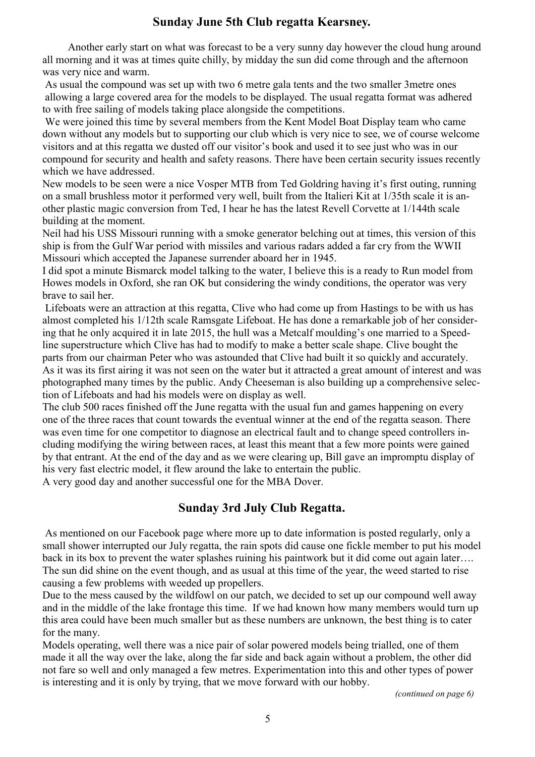## Sunday June 5th Club regatta Kearsney.

Another early start on what was forecast to be a very sunny day however the cloud hung around all morning and it was at times quite chilly, by midday the sun did come through and the afternoon was very nice and warm.

As usual the compound was set up with two 6 metre gala tents and the two smaller 3metre ones allowing a large covered area for the models to be displayed. The usual regatta format was adhered to with free sailing of models taking place alongside the competitions.

We were joined this time by several members from the Kent Model Boat Display team who came down without any models but to supporting our club which is very nice to see, we of course welcome visitors and at this regatta we dusted off our visitor's book and used it to see just who was in our compound for security and health and safety reasons. There have been certain security issues recently which we have addressed.

New models to be seen were a nice Vosper MTB from Ted Goldring having it's first outing, running on a small brushless motor it performed very well, built from the Italieri Kit at 1/35th scale it is another plastic magic conversion from Ted, I hear he has the latest Revell Corvette at 1/144th scale building at the moment.

Neil had his USS Missouri running with a smoke generator belching out at times, this version of this ship is from the Gulf War period with missiles and various radars added a far cry from the WWII Missouri which accepted the Japanese surrender aboard her in 1945.

I did spot a minute Bismarck model talking to the water, I believe this is a ready to Run model from Howes models in Oxford, she ran OK but considering the windy conditions, the operator was very brave to sail her.

Lifeboats were an attraction at this regatta, Clive who had come up from Hastings to be with us has almost completed his 1/12th scale Ramsgate Lifeboat. He has done a remarkable job of her considering that he only acquired it in late 2015, the hull was a Metcalf moulding's one married to a Speedline superstructure which Clive has had to modify to make a better scale shape. Clive bought the parts from our chairman Peter who was astounded that Clive had built it so quickly and accurately. As it was its first airing it was not seen on the water but it attracted a great amount of interest and was photographed many times by the public. Andy Cheeseman is also building up a comprehensive selection of Lifeboats and had his models were on display as well.

The club 500 races finished off the June regatta with the usual fun and games happening on every one of the three races that count towards the eventual winner at the end of the regatta season. There was even time for one competitor to diagnose an electrical fault and to change speed controllers including modifying the wiring between races, at least this meant that a few more points were gained by that entrant. At the end of the day and as we were clearing up, Bill gave an impromptu display of his very fast electric model, it flew around the lake to entertain the public.

A very good day and another successful one for the MBA Dover.

## Sunday 3rd July Club Regatta.

As mentioned on our Facebook page where more up to date information is posted regularly, only a small shower interrupted our July regatta, the rain spots did cause one fickle member to put his model back in its box to prevent the water splashes ruining his paintwork but it did come out again later…. The sun did shine on the event though, and as usual at this time of the year, the weed started to rise causing a few problems with weeded up propellers.

Due to the mess caused by the wildfowl on our patch, we decided to set up our compound well away and in the middle of the lake frontage this time. If we had known how many members would turn up this area could have been much smaller but as these numbers are unknown, the best thing is to cater for the many.

Models operating, well there was a nice pair of solar powered models being trialled, one of them made it all the way over the lake, along the far side and back again without a problem, the other did not fare so well and only managed a few metres. Experimentation into this and other types of power is interesting and it is only by trying, that we move forward with our hobby.

*(continued on page 6)*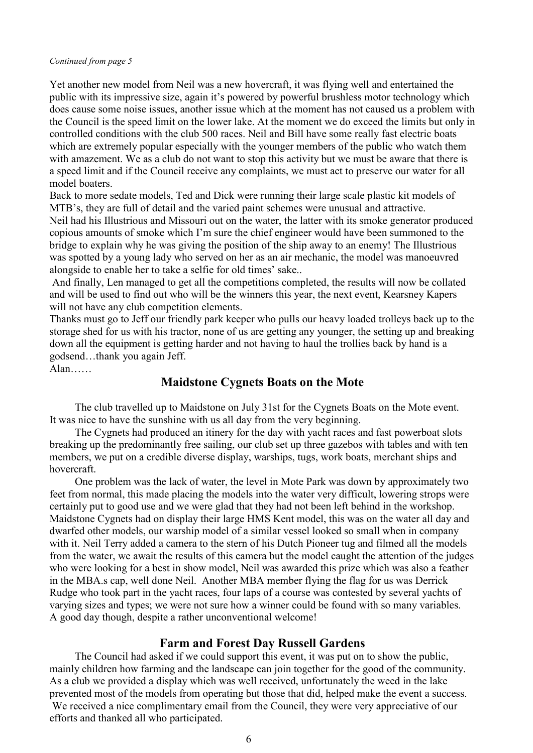*Continued from page 5*

Yet another new model from Neil was a new hovercraft, it was flying well and entertained the public with its impressive size, again it's powered by powerful brushless motor technology which does cause some noise issues, another issue which at the moment has not caused us a problem with the Council is the speed limit on the lower lake. At the moment we do exceed the limits but only in controlled conditions with the club 500 races. Neil and Bill have some really fast electric boats which are extremely popular especially with the younger members of the public who watch them with amazement. We as a club do not want to stop this activity but we must be aware that there is a speed limit and if the Council receive any complaints, we must act to preserve our water for all model boaters.

Back to more sedate models, Ted and Dick were running their large scale plastic kit models of MTB's, they are full of detail and the varied paint schemes were unusual and attractive.

Neil had his Illustrious and Missouri out on the water, the latter with its smoke generator produced copious amounts of smoke which I'm sure the chief engineer would have been summoned to the bridge to explain why he was giving the position of the ship away to an enemy! The Illustrious was spotted by a young lady who served on her as an air mechanic, the model was manoeuvred alongside to enable her to take a selfie for old times' sake..

And finally, Len managed to get all the competitions completed, the results will now be collated and will be used to find out who will be the winners this year, the next event, Kearsney Kapers will not have any club competition elements.

Thanks must go to Jeff our friendly park keeper who pulls our heavy loaded trolleys back up to the storage shed for us with his tractor, none of us are getting any younger, the setting up and breaking down all the equipment is getting harder and not having to haul the trollies back by hand is a godsend…thank you again Jeff.

Alan……

## Maidstone Cygnets Boats on the Mote

The club travelled up to Maidstone on July 31st for the Cygnets Boats on the Mote event. It was nice to have the sunshine with us all day from the very beginning.

The Cygnets had produced an itinery for the day with yacht races and fast powerboat slots breaking up the predominantly free sailing, our club set up three gazebos with tables and with ten members, we put on a credible diverse display, warships, tugs, work boats, merchant ships and hovercraft.

One problem was the lack of water, the level in Mote Park was down by approximately two feet from normal, this made placing the models into the water very difficult, lowering strops were certainly put to good use and we were glad that they had not been left behind in the workshop. Maidstone Cygnets had on display their large HMS Kent model, this was on the water all day and dwarfed other models, our warship model of a similar vessel looked so small when in company with it. Neil Terry added a camera to the stern of his Dutch Pioneer tug and filmed all the models from the water, we await the results of this camera but the model caught the attention of the judges who were looking for a best in show model, Neil was awarded this prize which was also a feather in the MBA.s cap, well done Neil. Another MBA member flying the flag for us was Derrick Rudge who took part in the yacht races, four laps of a course was contested by several yachts of varying sizes and types; we were not sure how a winner could be found with so many variables. A good day though, despite a rather unconventional welcome!

## Farm and Forest Day Russell Gardens

The Council had asked if we could support this event, it was put on to show the public, mainly children how farming and the landscape can join together for the good of the community. As a club we provided a display which was well received, unfortunately the weed in the lake prevented most of the models from operating but those that did, helped make the event a success. We received a nice complimentary email from the Council, they were very appreciative of our efforts and thanked all who participated.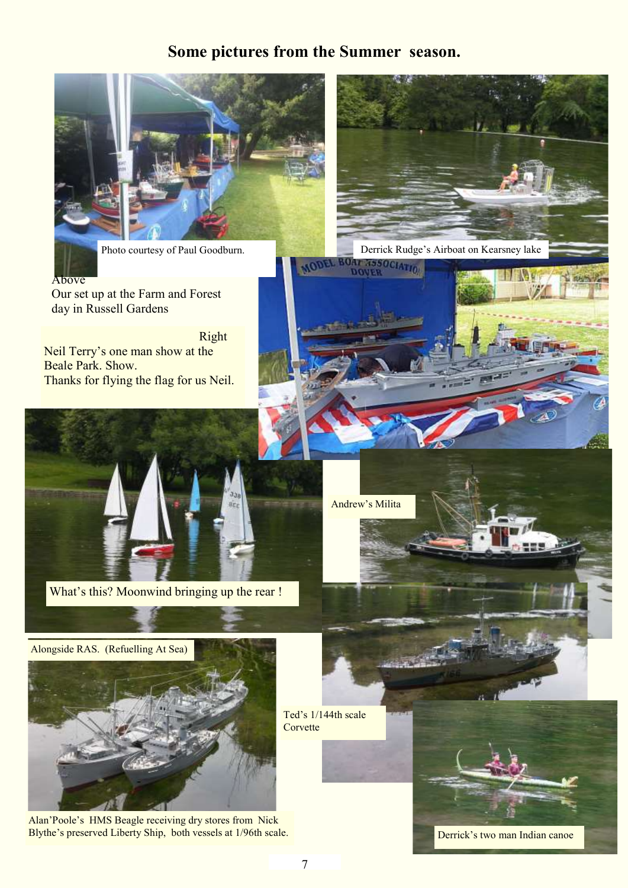# Some pictures from the Summer season.

Photo courtesy of Paul Goodburn.

Derrick Rudge's Airboat on Kearsney lake

Above
Our set up at the Farm and Forest day in Russell Gardens

Right
Neil Terry's one man show at the Beale Park. Show.
Thanks for flying the flag for us Neil.

Andrew's Milita

What's this? Moonwind bringing up the rear !

Alongside RAS. (Refuelling At Sea)

Ted's 1/144th scale Corvette

Alan'Poole's HMS Beagle receiving dry stores from Nick Blythe's preserved Liberty Ship, both vessels at 1/96th scale.

Derrick's two man Indian canoe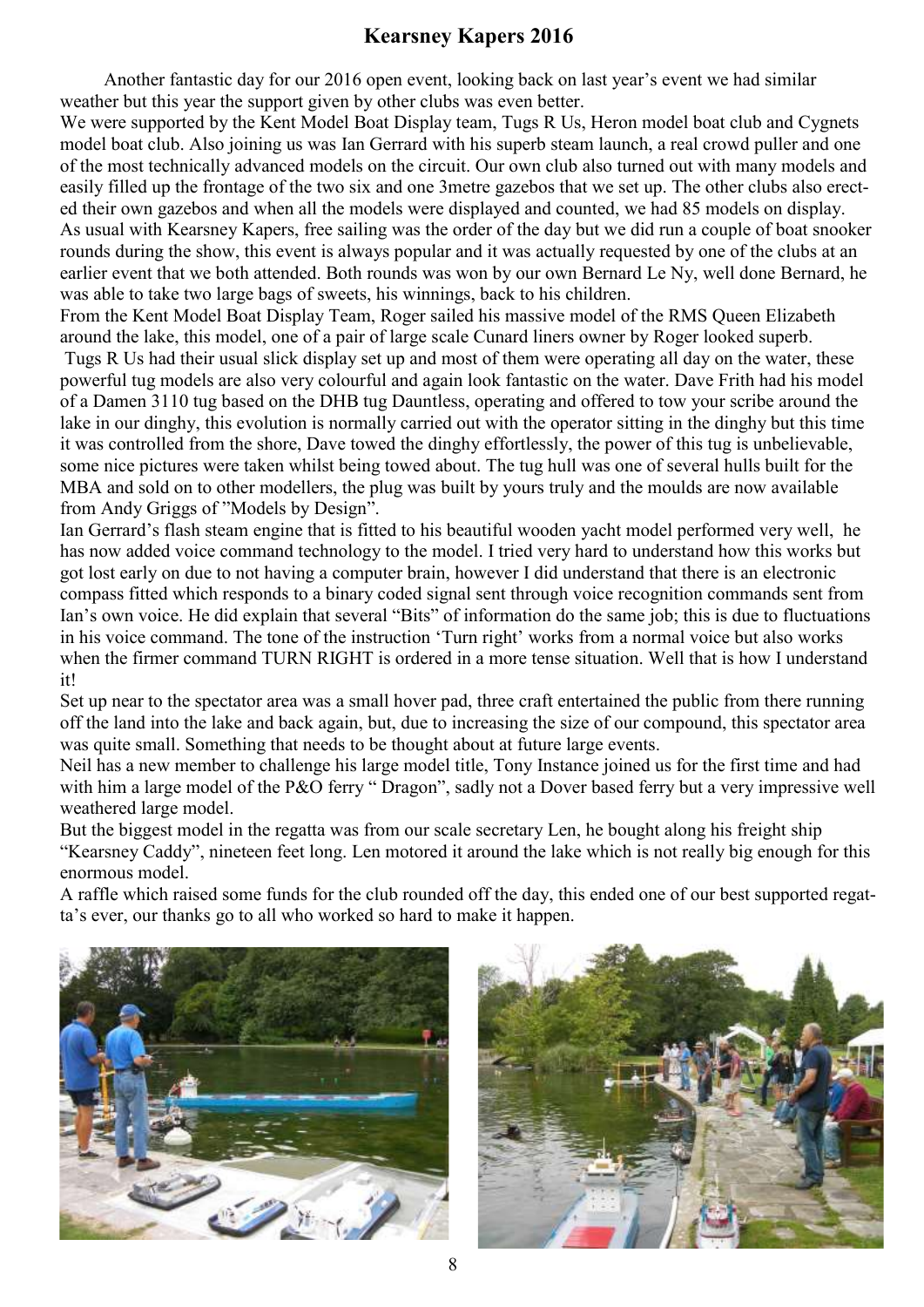# Kearsney Kapers 2016

Another fantastic day for our 2016 open event, looking back on last year's event we had similar weather but this year the support given by other clubs was even better.

We were supported by the Kent Model Boat Display team, Tugs R Us, Heron model boat club and Cygnets model boat club. Also joining us was Ian Gerrard with his superb steam launch, a real crowd puller and one of the most technically advanced models on the circuit. Our own club also turned out with many models and easily filled up the frontage of the two six and one 3metre gazebos that we set up. The other clubs also erected their own gazebos and when all the models were displayed and counted, we had 85 models on display.

As usual with Kearsney Kapers, free sailing was the order of the day but we did run a couple of boat snooker rounds during the show, this event is always popular and it was actually requested by one of the clubs at an earlier event that we both attended. Both rounds was won by our own Bernard Le Ny, well done Bernard, he was able to take two large bags of sweets, his winnings, back to his children.

From the Kent Model Boat Display Team, Roger sailed his massive model of the RMS Queen Elizabeth around the lake, this model, one of a pair of large scale Cunard liners owner by Roger looked superb.

Tugs R Us had their usual slick display set up and most of them were operating all day on the water, these powerful tug models are also very colourful and again look fantastic on the water. Dave Frith had his model of a Damen 3110 tug based on the DHB tug Dauntless, operating and offered to tow your scribe around the lake in our dinghy, this evolution is normally carried out with the operator sitting in the dinghy but this time it was controlled from the shore, Dave towed the dinghy effortlessly, the power of this tug is unbelievable, some nice pictures were taken whilst being towed about. The tug hull was one of several hulls built for the MBA and sold on to other modellers, the plug was built by yours truly and the moulds are now available from Andy Griggs of "Models by Design".

Ian Gerrard's flash steam engine that is fitted to his beautiful wooden yacht model performed very well, he has now added voice command technology to the model. I tried very hard to understand how this works but got lost early on due to not having a computer brain, however I did understand that there is an electronic compass fitted which responds to a binary coded signal sent through voice recognition commands sent from Ian's own voice. He did explain that several "Bits" of information do the same job; this is due to fluctuations in his voice command. The tone of the instruction 'Turn right' works from a normal voice but also works when the firmer command TURN RIGHT is ordered in a more tense situation. Well that is how I understand it!

Set up near to the spectator area was a small hover pad, three craft entertained the public from there running off the land into the lake and back again, but, due to increasing the size of our compound, this spectator area was quite small. Something that needs to be thought about at future large events.

Neil has a new member to challenge his large model title, Tony Instance joined us for the first time and had with him a large model of the P&O ferry " Dragon", sadly not a Dover based ferry but a very impressive well weathered large model.

But the biggest model in the regatta was from our scale secretary Len, he bought along his freight ship "Kearsney Caddy", nineteen feet long. Len motored it around the lake which is not really big enough for this enormous model.

A raffle which raised some funds for the club rounded off the day, this ended one of our best supported regatta's ever, our thanks go to all who worked so hard to make it happen.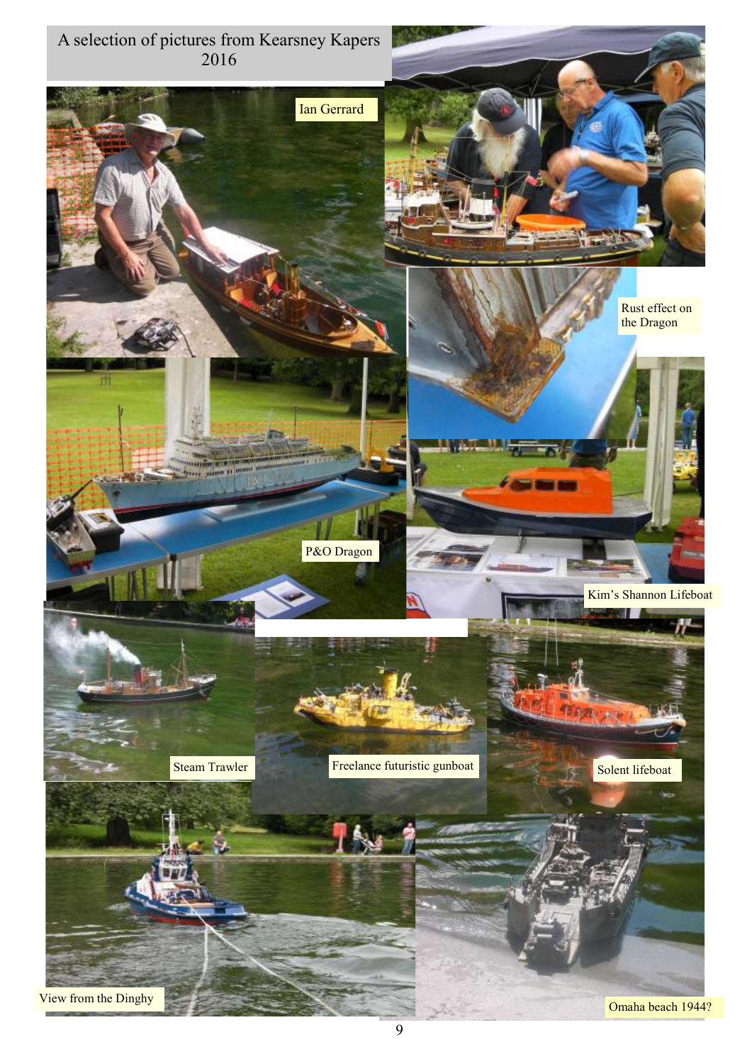# A selection of pictures from Kearsney Kapers 2016

Ian Gerrard

Rust effect on the Dragon

P&O Dragon

Kim's Shannon Lifeboat

Steam Trawler

Freelance futuristic gunboat

Solent lifeboat

View from the Dinghy

Omaha beach 1944?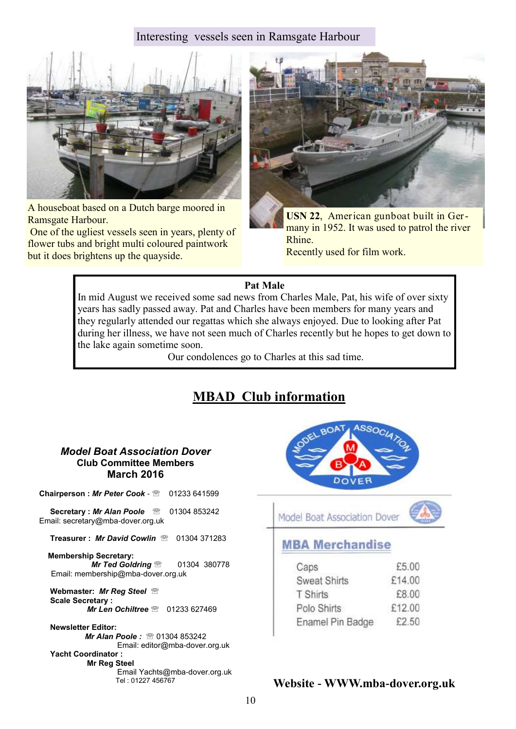## Interesting vessels seen in Ramsgate Harbour

A houseboat based on a Dutch barge moored in Ramsgate Harbour.
One of the ugliest vessels seen in years, plenty of flower tubs and bright multi coloured paintwork but it does brightens up the quayside.

**USN 22**, American gunboat built in Germany in 1952. It was used to patrol the river Rhine.
Recently used for film work.

**Pat Male**

In mid August we received some sad news from Charles Male, Pat, his wife of over sixty years has sadly passed away. Pat and Charles have been members for many years and they regularly attended our regattas which she always enjoyed. Due to looking after Pat during her illness, we have not seen much of Charles recently but he hopes to get down to the lake again sometime soon.

Our condolences go to Charles at this sad time.

## MBAD Club information

***Model Boat Association Dover***
**Club Committee Members**
**March 2016**

**Chairperson :** ***Mr Peter Cook*** - ☎ 01233 641599

**Secretary :** ***Mr Alan Poole*** ☎ 01304 853242
Email: secretary@mba-dover.org.uk

**Treasurer :** ***Mr David Cowlin*** ☎ 01304 371283

**Membership Secretary:**
***Mr Ted Golding*** ☎ 01304 380778
Email: membership@mba-dover.org.uk

**Webmaster:** ***Mr Reg Steel*** ☎
**Scale Secretary :**
***Mr Len Ochiltree*** ☎ 01233 627469

**Newsletter Editor:**
***Mr Alan Poole :*** ☎ 01304 853242
Email: editor@mba-dover.org.uk

**Yacht Coordinator :**
**Mr Reg Steel**
Email Yachts@mba-dover.org.uk
Tel : 01227 456767

MODEL BOAT ASSOCIATION M B A DOVER

Model Boat Association Dover

### MBA Merchandise

| | |
|---|---|
| Caps | £5.00 |
| Sweat Shirts | £14.00 |
| T Shirts | £8.00 |
| Polo Shirts | £12.00 |
| Enamel Pin Badge | £2.50 |

**Website - WWW.mba-dover.org.uk**